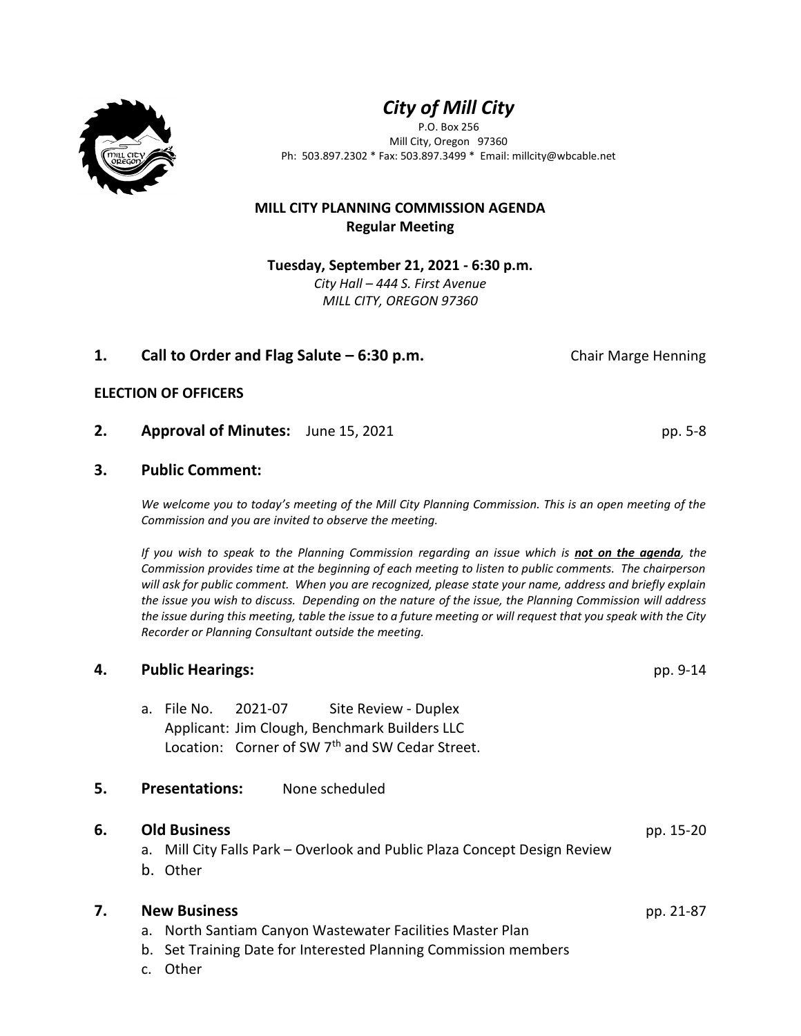# *City of Mill City*

P.O. Box 256
Mill City, Oregon 97360
Ph: 503.897.2302 * Fax: 503.897.3499 * Email: millcity@wbcable.net

## MILL CITY PLANNING COMMISSION AGENDA
### Regular Meeting

**Tuesday, September 21, 2021 - 6:30 p.m.**
*City Hall – 444 S. First Avenue*
*MILL CITY, OREGON 97360*

**1. Call to Order and Flag Salute – 6:30 p.m.** Chair Marge Henning

**ELECTION OF OFFICERS**

**2. Approval of Minutes:** June 15, 2021 pp. 5-8

**3. Public Comment:**

*We welcome you to today's meeting of the Mill City Planning Commission. This is an open meeting of the Commission and you are invited to observe the meeting.*

*If you wish to speak to the Planning Commission regarding an issue which is **not on the agenda**, the Commission provides time at the beginning of each meeting to listen to public comments. The chairperson will ask for public comment. When you are recognized, please state your name, address and briefly explain the issue you wish to discuss. Depending on the nature of the issue, the Planning Commission will address the issue during this meeting, table the issue to a future meeting or will request that you speak with the City Recorder or Planning Consultant outside the meeting.*

**4. Public Hearings:** pp. 9-14

a. File No. 2021-07 Site Review - Duplex
   Applicant: Jim Clough, Benchmark Builders LLC
   Location: Corner of SW 7th and SW Cedar Street.

**5. Presentations:** None scheduled

**6. Old Business** pp. 15-20

a. Mill City Falls Park – Overlook and Public Plaza Concept Design Review
b. Other

**7. New Business** pp. 21-87

a. North Santiam Canyon Wastewater Facilities Master Plan
b. Set Training Date for Interested Planning Commission members
c. Other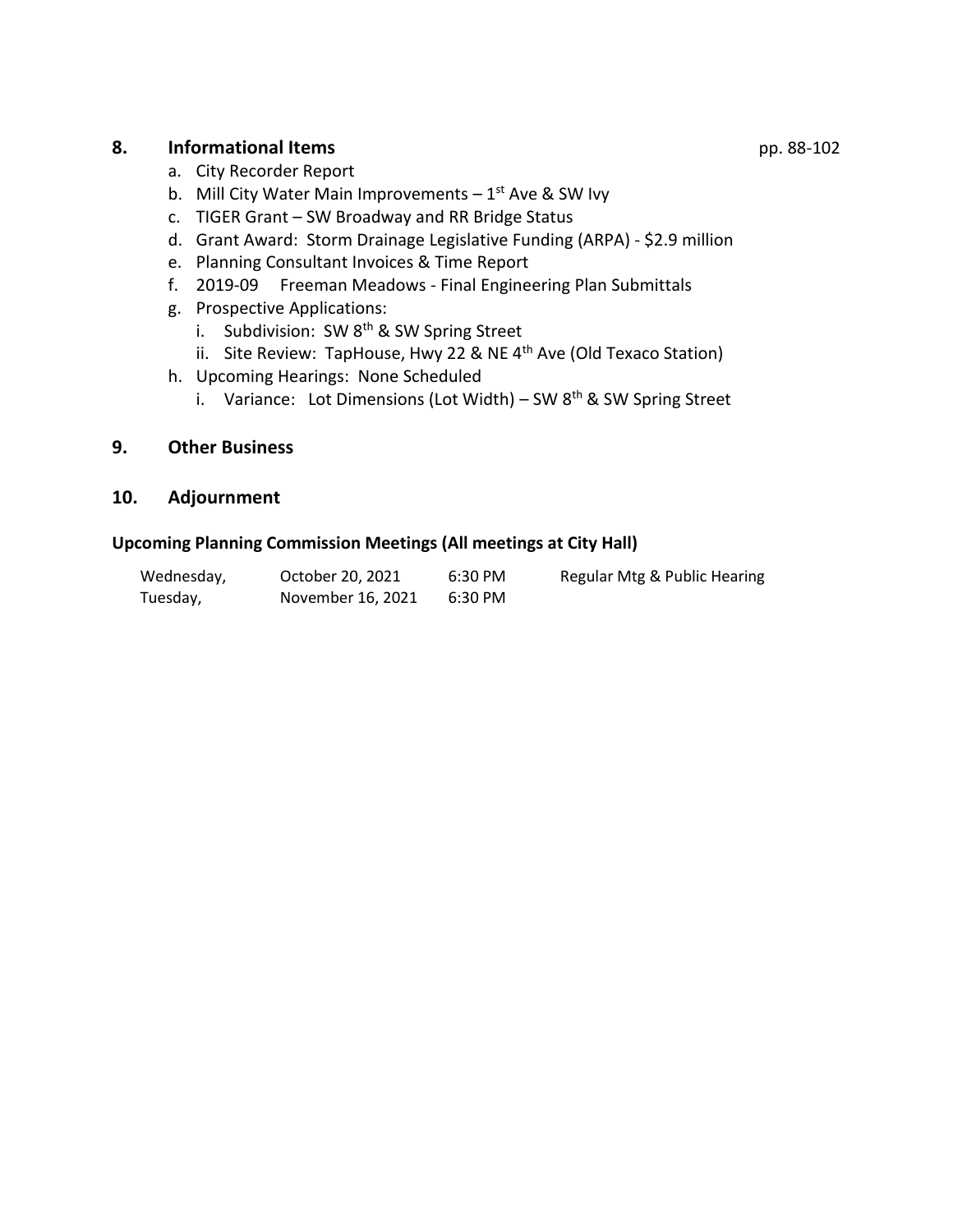## 8. Informational Items

pp. 88-102

a. City Recorder Report
b. Mill City Water Main Improvements – 1st Ave & SW Ivy
c. TIGER Grant – SW Broadway and RR Bridge Status
d. Grant Award: Storm Drainage Legislative Funding (ARPA) - $2.9 million
e. Planning Consultant Invoices & Time Report
f. 2019-09 Freeman Meadows - Final Engineering Plan Submittals
g. Prospective Applications:
   i. Subdivision: SW 8th & SW Spring Street
   ii. Site Review: TapHouse, Hwy 22 & NE 4th Ave (Old Texaco Station)
h. Upcoming Hearings: None Scheduled
   i. Variance: Lot Dimensions (Lot Width) – SW 8th & SW Spring Street

## 9. Other Business

## 10. Adjournment

**Upcoming Planning Commission Meetings (All meetings at City Hall)**

| | | | |
|---|---|---|---|
| Wednesday, | October 20, 2021 | 6:30 PM | Regular Mtg & Public Hearing |
| Tuesday, | November 16, 2021 | 6:30 PM | |